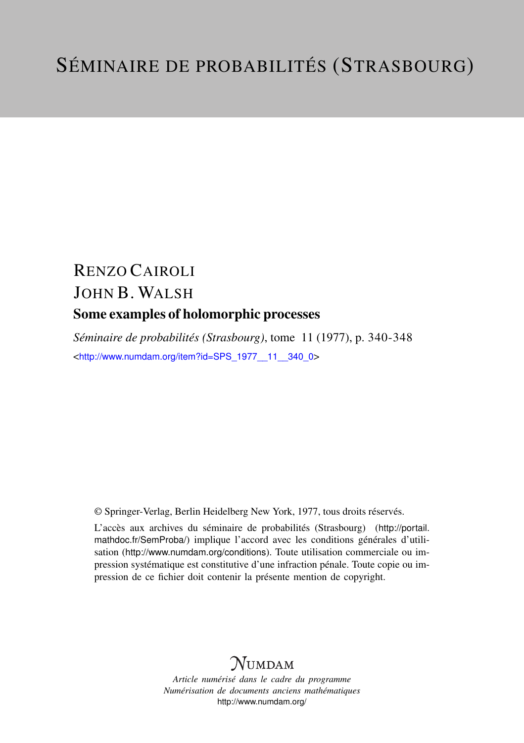# SÉMINAIRE DE PROBABILITÉS (STRASBOURG)

RENZO CAIROLI

JOHN B. WALSH

## Some examples of holomorphic processes

*Séminaire de probabilités (Strasbourg)*, tome 11 (1977), p. 340-348

<http://www.numdam.org/item?id=SPS_1977__11__340_0>

© Springer-Verlag, Berlin Heidelberg New York, 1977, tous droits réservés.

L'accès aux archives du séminaire de probabilités (Strasbourg) (http://portail.mathdoc.fr/SemProba/) implique l'accord avec les conditions générales d'utilisation (http://www.numdam.org/conditions). Toute utilisation commerciale ou impression systématique est constitutive d'une infraction pénale. Toute copie ou impression de ce fichier doit contenir la présente mention de copyright.

NUMDAM

*Article numérisé dans le cadre du programme*
*Numérisation de documents anciens mathématiques*
http://www.numdam.org/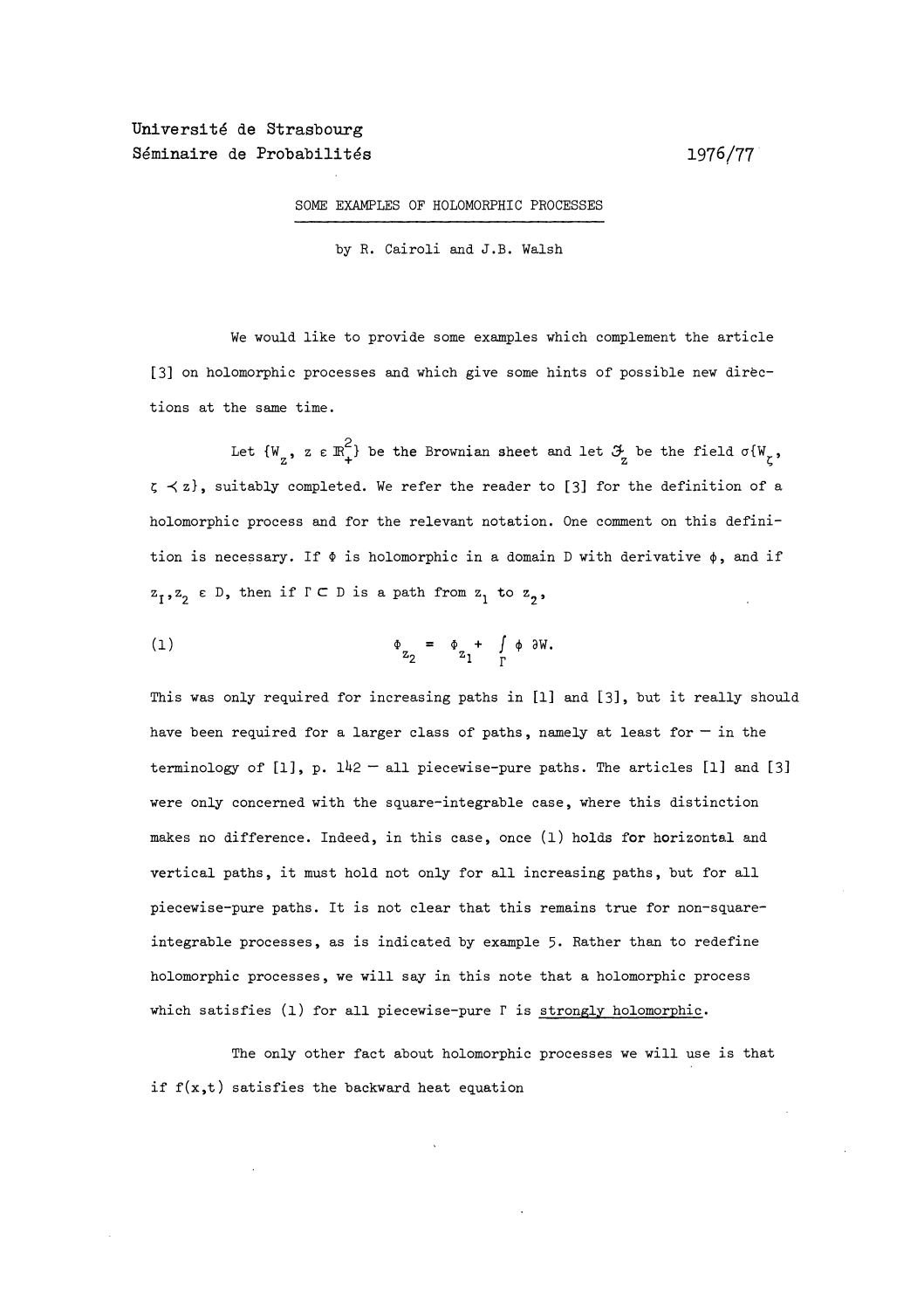Université de Strasbourg
Séminaire de Probabilités 1976/77

## SOME EXAMPLES OF HOLOMORPHIC PROCESSES

by R. Cairoli and J.B. Walsh

We would like to provide some examples which complement the article [3] on holomorphic processes and which give some hints of possible new directions at the same time.

Let $\{W_z, z \in \mathbb{R}_+^2\}$ be the Brownian sheet and let $\mathcal{F}_z$ be the field $\sigma\{W_\zeta, \zeta \prec z\}$, suitably completed. We refer the reader to [3] for the definition of a holomorphic process and for the relevant notation. One comment on this definition is necessary. If $\Phi$ is holomorphic in a domain D with derivative $\phi$, and if $z_1, z_2 \in D$, then if $\Gamma \subset D$ is a path from $z_1$ to $z_2$,

$$\Phi_{z_2} = \Phi_{z_1} + \int_\Gamma \phi \, \partial W. \tag{1}$$

This was only required for increasing paths in [1] and [3], but it really should have been required for a larger class of paths, namely at least for — in the terminology of [1], p. 142 — all piecewise-pure paths. The articles [1] and [3] were only concerned with the square-integrable case, where this distinction makes no difference. Indeed, in this case, once (1) holds for horizontal and vertical paths, it must hold not only for all increasing paths, but for all piecewise-pure paths. It is not clear that this remains true for non-square-integrable processes, as is indicated by example 5. Rather than to redefine holomorphic processes, we will say in this note that a holomorphic process which satisfies (1) for all piecewise-pure $\Gamma$ is <u>strongly holomorphic</u>.

The only other fact about holomorphic processes we will use is that if $f(x,t)$ satisfies the backward heat equation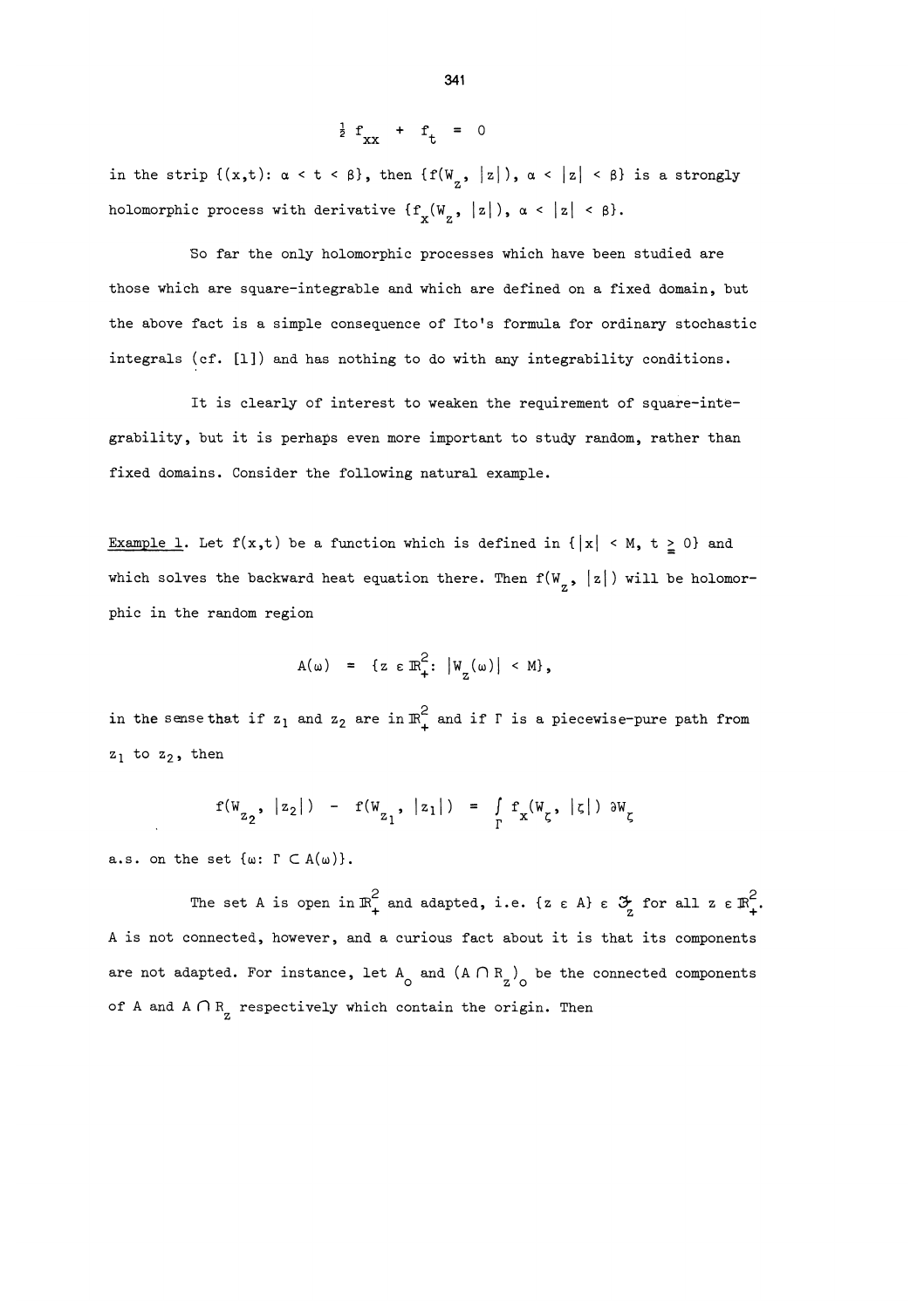$$\tfrac{1}{2} f_{xx} + f_t = 0$$

in the strip $\{(x,t): \alpha < t < \beta\}$, then $\{f(W_z, |z|), \alpha < |z| < \beta\}$ is a strongly holomorphic process with derivative $\{f_x(W_z, |z|), \alpha < |z| < \beta\}$.

So far the only holomorphic processes which have been studied are those which are square-integrable and which are defined on a fixed domain, but the above fact is a simple consequence of Ito's formula for ordinary stochastic integrals (cf. [1]) and has nothing to do with any integrability conditions.

It is clearly of interest to weaken the requirement of square-integrability, but it is perhaps even more important to study random, rather than fixed domains. Consider the following natural example.

<u>Example 1</u>. Let $f(x,t)$ be a function which is defined in $\{|x| < M, t \geq 0\}$ and which solves the backward heat equation there. Then $f(W_z, |z|)$ will be holomorphic in the random region

$$A(\omega) = \{z \in \mathbb{R}^2_+: |W_z(\omega)| < M\},$$

in the sense that if $z_1$ and $z_2$ are in $\mathbb{R}^2_+$ and if $\Gamma$ is a piecewise-pure path from $z_1$ to $z_2$, then

$$f(W_{z_2}, |z_2|) - f(W_{z_1}, |z_1|) = \int_\Gamma f_x(W_\zeta, |\zeta|) \, \partial W_\zeta$$

a.s. on the set $\{\omega: \Gamma \subset A(\omega)\}$.

The set $A$ is open in $\mathbb{R}^2_+$ and adapted, i.e. $\{z \in A\} \in \mathcal{F}_z$ for all $z \in \mathbb{R}^2_+$. $A$ is not connected, however, and a curious fact about it is that its components are not adapted. For instance, let $A_o$ and $(A \cap R_z)_o$ be the connected components of $A$ and $A \cap R_z$ respectively which contain the origin. Then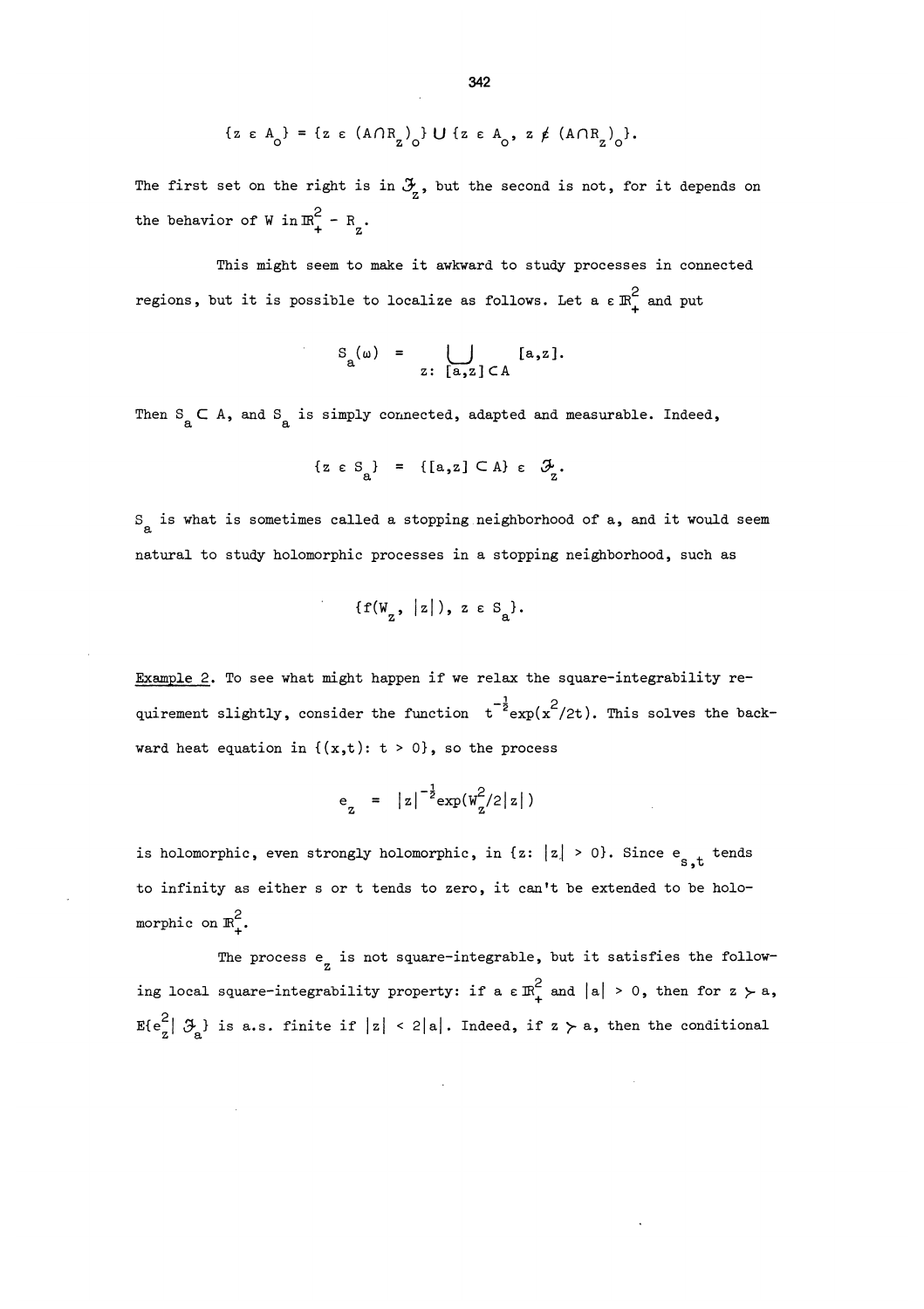$$\{z \in A_o\} = \{z \in (A \cap R_z)_o\} \cup \{z \in A_o,\ z \notin (A \cap R_z)_o\}.$$

The first set on the right is in $\mathcal{F}_z$, but the second is not, for it depends on the behavior of W in $\mathbb{R}^2_+ - R_z$.

This might seem to make it awkward to study processes in connected regions, but it is possible to localize as follows. Let $a \in \mathbb{R}^2_+$ and put

$$S_a(\omega) = \bigcup_{z:\ [a,z] \subset A} [a,z].$$

Then $S_a \subset A$, and $S_a$ is simply connected, adapted and measurable. Indeed,

$$\{z \in S_a\} = \{[a,z] \subset A\} \in \mathcal{F}_z.$$

$S_a$ is what is sometimes called a stopping neighborhood of a, and it would seem natural to study holomorphic processes in a stopping neighborhood, such as

$$\{f(W_z, |z|),\ z \in S_a\}.$$

Example 2. To see what might happen if we relax the square-integrability requirement slightly, consider the function $t^{-\frac{1}{2}}\exp(x^2/2t)$. This solves the backward heat equation in $\{(x,t): t > 0\}$, so the process

$$e_z = |z|^{-\frac{1}{2}}\exp(W_z^2/2|z|)$$

is holomorphic, even strongly holomorphic, in $\{z: |z| > 0\}$. Since $e_{s,t}$ tends to infinity as either s or t tends to zero, it can't be extended to be holomorphic on $\mathbb{R}^2_+$.

The process $e_z$ is not square-integrable, but it satisfies the following local square-integrability property: if $a \in \mathbb{R}^2_+$ and $|a| > 0$, then for $z \succ a$, $E\{e_z^2 | \mathcal{F}_a\}$ is a.s. finite if $|z| < 2|a|$. Indeed, if $z \succ a$, then the conditional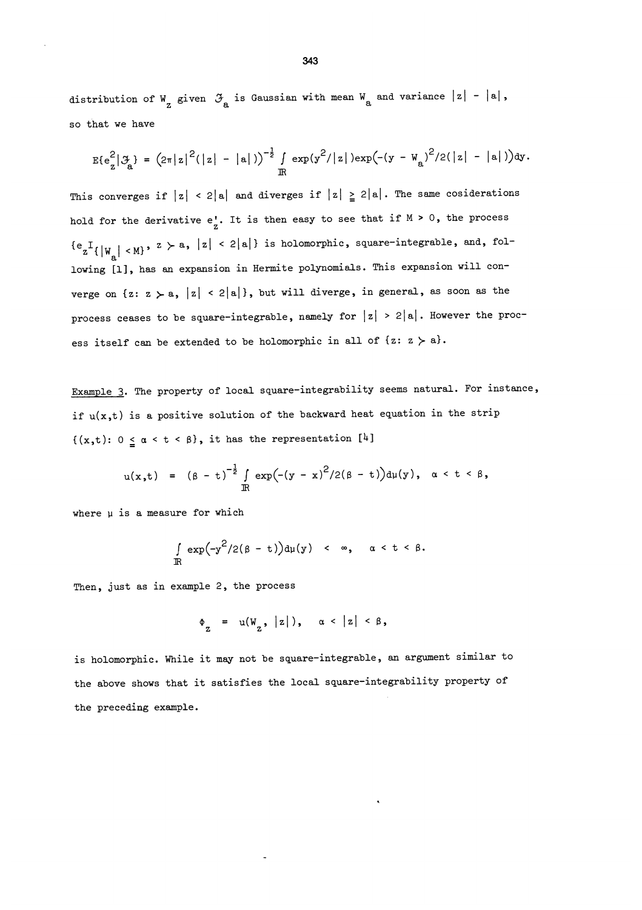distribution of $W_z$ given $\mathcal{F}_a$ is Gaussian with mean $W_a$ and variance $|z| - |a|$, so that we have

$$E\{e_z^2|\mathcal{F}_a\} = \left(2\pi|z|^2(|z| - |a|)\right)^{-\frac{1}{2}} \int_{\mathbb{R}} \exp(y^2/|z|)\exp\left(-(y - W_a)^2/2(|z| - |a|)\right)dy.$$

This converges if $|z| < 2|a|$ and diverges if $|z| \geq 2|a|$. The same cosiderations hold for the derivative $e_z'$. It is then easy to see that if $M > 0$, the process $\{e_z I_{\{|W_a| < M\}},\ z \succ a,\ |z| < 2|a|\}$ is holomorphic, square-integrable, and, following [1], has an expansion in Hermite polynomials. This expansion will converge on $\{z:\ z \succ a,\ |z| < 2|a|\}$, but will diverge, in general, as soon as the process ceases to be square-integrable, namely for $|z| > 2|a|$. However the process itself can be extended to be holomorphic in all of $\{z:\ z \succ a\}$.

Example 3. The property of local square-integrability seems natural. For instance, if $u(x,t)$ is a positive solution of the backward heat equation in the strip $\{(x,t):\ 0 \leq \alpha < t < \beta\}$, it has the representation [4]

$$u(x,t) = (\beta - t)^{-\frac{1}{2}} \int_{\mathbb{R}} \exp\left(-(y - x)^2/2(\beta - t)\right)d\mu(y), \quad \alpha < t < \beta,$$

where $\mu$ is a measure for which

$$\int_{\mathbb{R}} \exp\left(-y^2/2(\beta - t)\right)d\mu(y) < \infty, \quad \alpha < t < \beta.$$

Then, just as in example 2, the process

$$\Phi_z = u(W_z, |z|), \quad \alpha < |z| < \beta,$$

is holomorphic. While it may not be square-integrable, an argument similar to the above shows that it satisfies the local square-integrability property of the preceding example.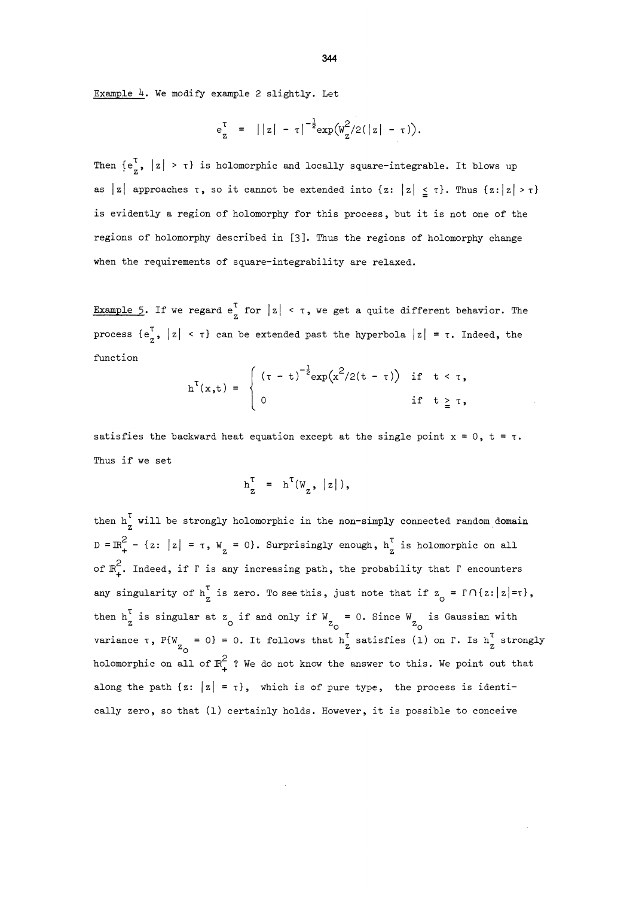Example 4. We modify example 2 slightly. Let

$$e_z^\tau = ||z| - \tau|^{-\frac{1}{2}} \exp\big(W_z^2/2(|z| - \tau)\big).$$

Then $\{e_z^\tau,\ |z| > \tau\}$ is holomorphic and locally square-integrable. It blows up as $|z|$ approaches $\tau$, so it cannot be extended into $\{z\colon |z| \leqq \tau\}$. Thus $\{z\colon |z| > \tau\}$ is evidently a region of holomorphy for this process, but it is not one of the regions of holomorphy described in [3]. Thus the regions of holomorphy change when the requirements of square-integrability are relaxed.

Example 5. If we regard $e_z^\tau$ for $|z| < \tau$, we get a quite different behavior. The process $\{e_z^\tau,\ |z| < \tau\}$ can be extended past the hyperbola $|z| = \tau$. Indeed, the function

$$h^\tau(x,t) = \begin{cases} (\tau - t)^{-\frac{1}{2}} \exp\big(x^2/2(t - \tau)\big) & \text{if } t < \tau, \\ 0 & \text{if } t \geqq \tau, \end{cases}$$

satisfies the backward heat equation except at the single point $x = 0$, $t = \tau$. Thus if we set

$$h_z^\tau = h^\tau(W_z, |z|),$$

then $h_z^\tau$ will be strongly holomorphic in the non-simply connected random domain $D = \mathbb{R}_+^2 - \{z\colon |z| = \tau,\ W_z = 0\}$. Surprisingly enough, $h_z^\tau$ is holomorphic on all of $\mathbb{R}_+^2$. Indeed, if $\Gamma$ is any increasing path, the probability that $\Gamma$ encounters any singularity of $h_z^\tau$ is zero. To see this, just note that if $z_o = \Gamma \cap \{z\colon |z| = \tau\}$, then $h_z^\tau$ is singular at $z_o$ if and only if $W_{z_o} = 0$. Since $W_{z_o}$ is Gaussian with variance $\tau$, $P\{W_{z_o} = 0\} = 0$. It follows that $h_z^\tau$ satisfies (1) on $\Gamma$. Is $h_z^\tau$ strongly holomorphic on all of $\mathbb{R}_+^2$ ? We do not know the answer to this. We point out that along the path $\{z\colon |z| = \tau\}$, which is of pure type, the process is identically zero, so that (1) certainly holds. However, it is possible to conceive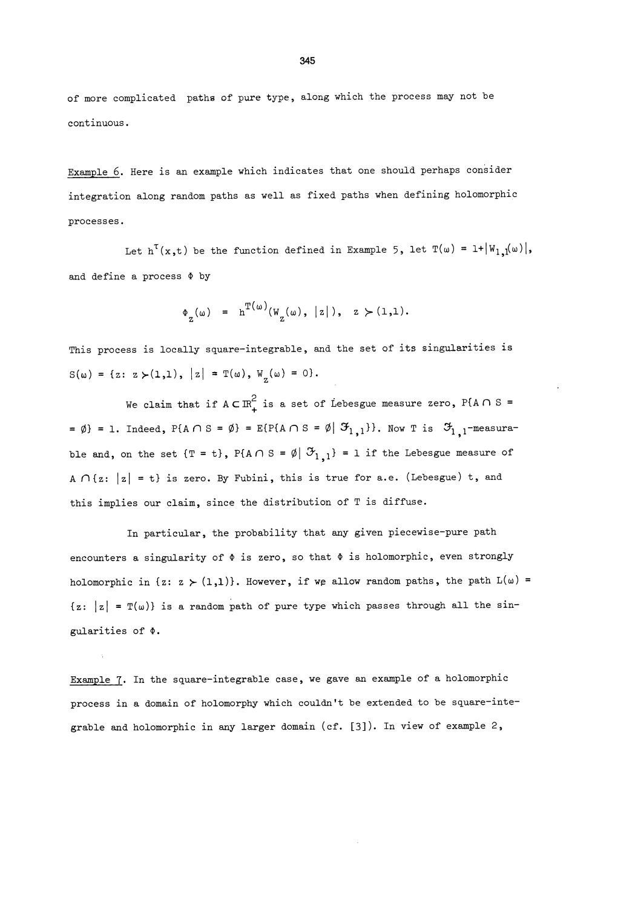of more complicated paths of pure type, along which the process may not be continuous.

<u>Example 6</u>. Here is an example which indicates that one should perhaps consider integration along random paths as well as fixed paths when defining holomorphic processes.

Let $h^{\tau}(x,t)$ be the function defined in Example 5, let $T(\omega) = 1+|W_{1,1}(\omega)|$, and define a process $\Phi$ by

$$\Phi_z(\omega) = h^{T(\omega)}(W_z(\omega), |z|), \quad z \succ (1,1).$$

This process is locally square-integrable, and the set of its singularities is $S(\omega) = \{z\colon z \succ (1,1),\ |z| = T(\omega),\ W_z(\omega) = 0\}$.

We claim that if $A \subset \mathbb{R}^2_+$ is a set of Lebesgue measure zero, $P\{A \cap S = \emptyset\} = 1$. Indeed, $P\{A \cap S = \emptyset\} = E\{P\{A \cap S = \emptyset \mid \mathcal{F}_{1,1}\}\}$. Now $T$ is $\mathcal{F}_{1,1}$-measurable and, on the set $\{T = t\}$, $P\{A \cap S = \emptyset \mid \mathcal{F}_{1,1}\} = 1$ if the Lebesgue measure of $A \cap \{z\colon |z| = t\}$ is zero. By Fubini, this is true for a.e. (Lebesgue) $t$, and this implies our claim, since the distribution of $T$ is diffuse.

In particular, the probability that any given piecewise-pure path encounters a singularity of $\Phi$ is zero, so that $\Phi$ is holomorphic, even strongly holomorphic in $\{z\colon z \succ (1,1)\}$. However, if we allow random paths, the path $L(\omega) = \{z\colon |z| = T(\omega)\}$ is a random path of pure type which passes through all the singularities of $\Phi$.

<u>Example 7</u>. In the square-integrable case, we gave an example of a holomorphic process in a domain of holomorphy which couldn't be extended to be square-integrable and holomorphic in any larger domain (cf. [3]). In view of example 2,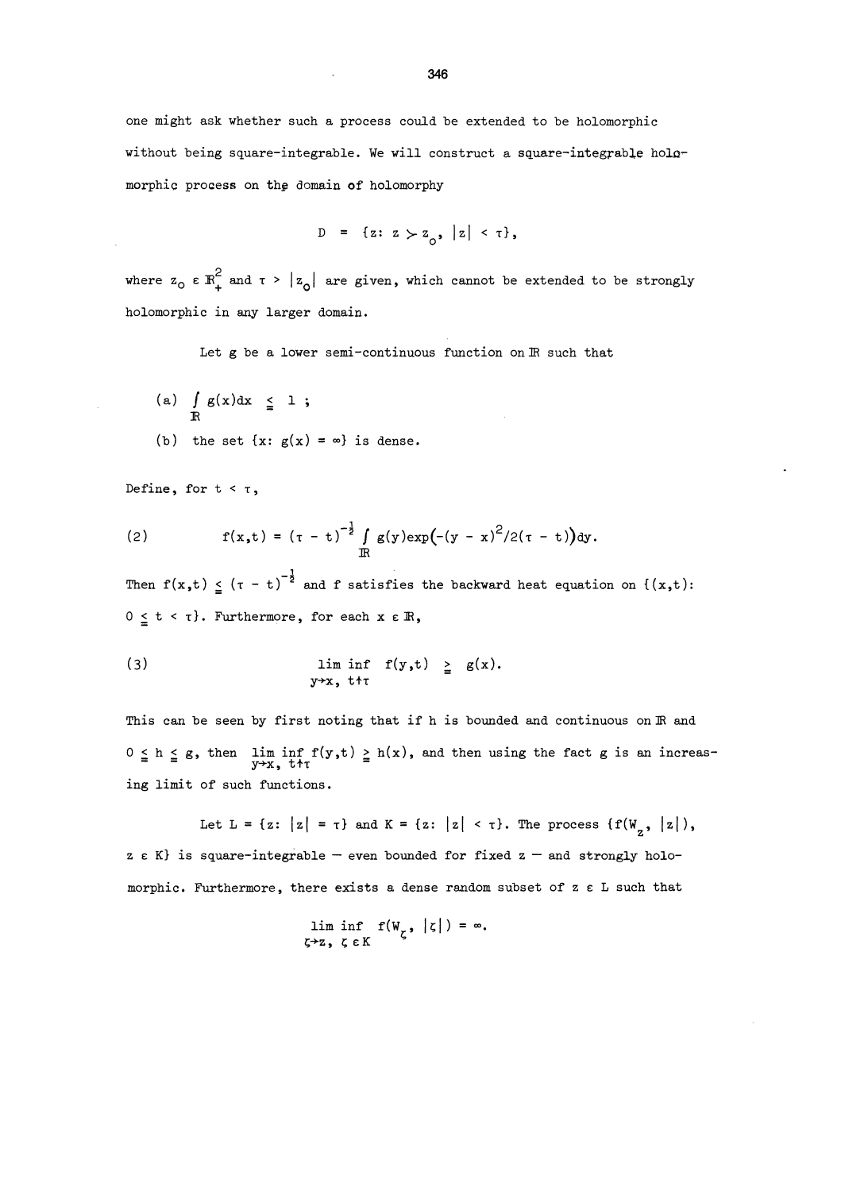one might ask whether such a process could be extended to be holomorphic without being square-integrable. We will construct a square-integrable holomorphic process on the domain of holomorphy

$$D = \{z: z \succ z_0, \ |z| < \tau\},$$

where $z_0 \in \mathbb{R}_+^2$ and $\tau > |z_0|$ are given, which cannot be extended to be strongly holomorphic in any larger domain.

Let $g$ be a lower semi-continuous function on $\mathbb{R}$ such that

(a) $\int_{\mathbb{R}} g(x)dx \leqq 1$ ;

(b) the set $\{x: g(x) = \infty\}$ is dense.

Define, for $t < \tau$,

$$f(x,t) = (\tau - t)^{-\frac{1}{2}} \int_{\mathbb{R}} g(y)\exp\big(-(y - x)^2/2(\tau - t)\big)dy. \tag{2}$$

Then $f(x,t) \leqq (\tau - t)^{-\frac{1}{2}}$ and $f$ satisfies the backward heat equation on $\{(x,t): 0 \leqq t < \tau\}$. Furthermore, for each $x \in \mathbb{R}$,

$$\liminf_{y\to x,\ t\uparrow\tau} f(y,t) \geqq g(x). \tag{3}$$

This can be seen by first noting that if $h$ is bounded and continuous on $\mathbb{R}$ and $0 \leqq h \leqq g$, then $\liminf_{y\to x,\ t\uparrow\tau} f(y,t) \geqq h(x)$, and then using the fact $g$ is an increasing limit of such functions.

Let $L = \{z: |z| = \tau\}$ and $K = \{z: |z| < \tau\}$. The process $\{f(W_z, |z|), z \in K\}$ is square-integrable — even bounded for fixed $z$ — and strongly holomorphic. Furthermore, there exists a dense random subset of $z \in L$ such that

$$\liminf_{\zeta\to z,\ \zeta\in K} f(W_\zeta, |\zeta|) = \infty.$$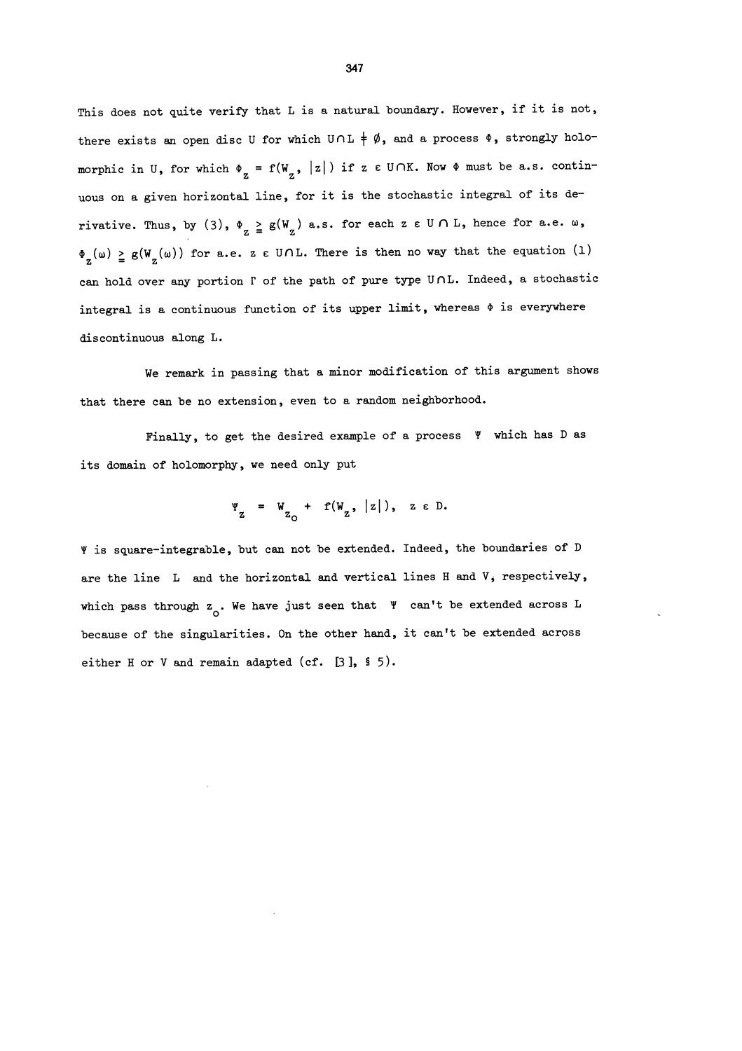This does not quite verify that L is a natural boundary. However, if it is not, there exists an open disc U for which $U \cap L \neq \emptyset$, and a process $\Phi$, strongly holomorphic in U, for which $\Phi_z = f(W_z, |z|)$ if $z \in U \cap K$. Now $\Phi$ must be a.s. continuous on a given horizontal line, for it is the stochastic integral of its derivative. Thus, by (3), $\Phi_z \geqq g(W_z)$ a.s. for each $z \in U \cap L$, hence for a.e. $\omega$, $\Phi_z(\omega) \geqq g(W_z(\omega))$ for a.e. $z \in U \cap L$. There is then no way that the equation (1) can hold over any portion $\Gamma$ of the path of pure type $U \cap L$. Indeed, a stochastic integral is a continuous function of its upper limit, whereas $\Phi$ is everywhere discontinuous along L.

We remark in passing that a minor modification of this argument shows that there can be no extension, even to a random neighborhood.

Finally, to get the desired example of a process $\Psi$ which has D as its domain of holomorphy, we need only put

$$\Psi_z = W_{z_0} + f(W_z, |z|), \quad z \in D.$$

$\Psi$ is square-integrable, but can not be extended. Indeed, the boundaries of D are the line L and the horizontal and vertical lines H and V, respectively, which pass through $z_0$. We have just seen that $\Psi$ can't be extended across L because of the singularities. On the other hand, it can't be extended across either H or V and remain adapted (cf. [3], § 5).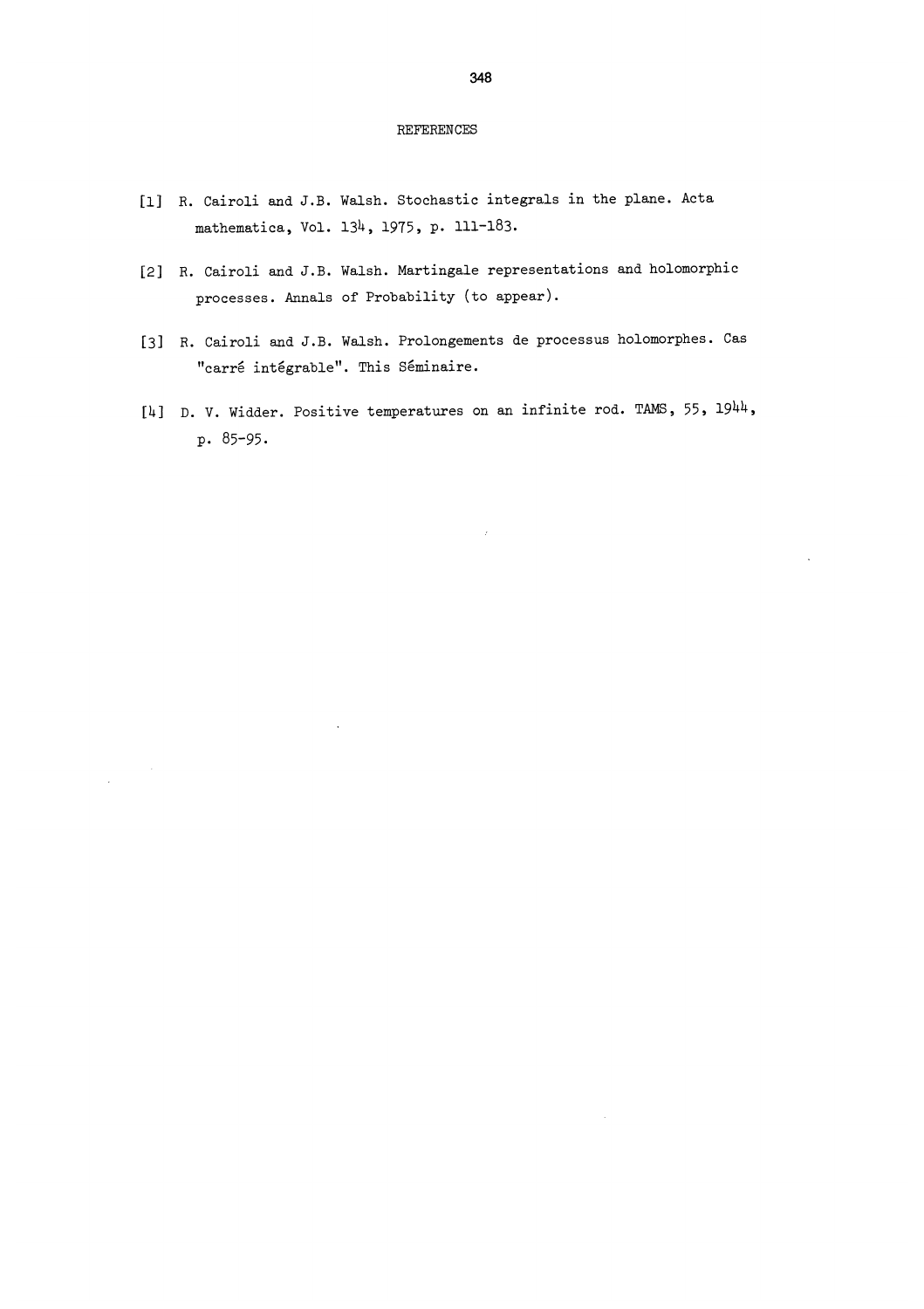## REFERENCES

[1] R. Cairoli and J.B. Walsh. Stochastic integrals in the plane. Acta mathematica, Vol. 134, 1975, p. 111-183.

[2] R. Cairoli and J.B. Walsh. Martingale representations and holomorphic processes. Annals of Probability (to appear).

[3] R. Cairoli and J.B. Walsh. Prolongements de processus holomorphes. Cas "carré intégrable". This Séminaire.

[4] D. V. Widder. Positive temperatures on an infinite rod. TAMS, 55, 1944, p. 85-95.